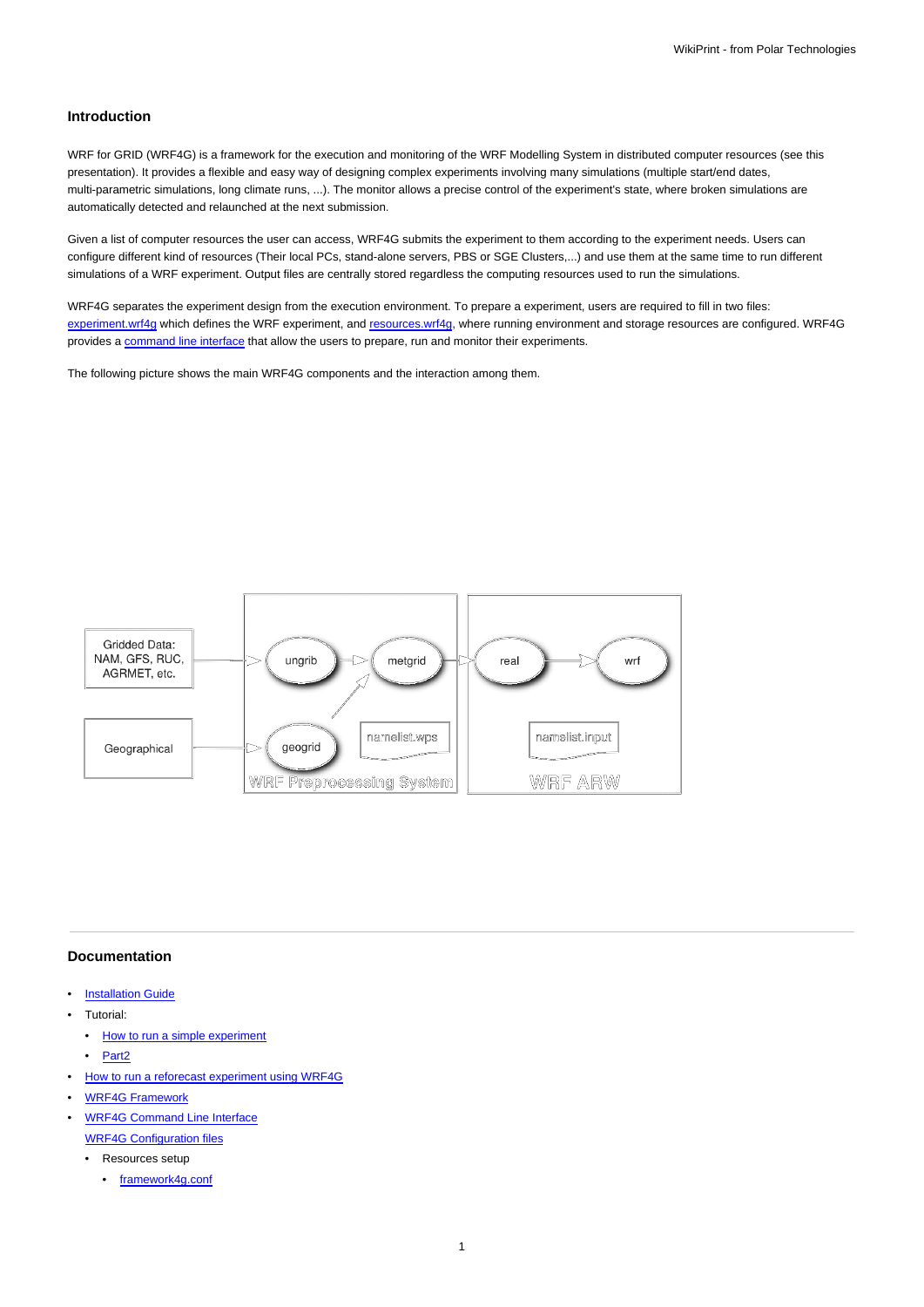## Introduction

WRF for GRID (WRF4G) is a framework for the execution and monitoring of the WRF Modelling System in distributed computer resources (see this presentation). It provides a flexible and easy way of designing complex experiments involving many simulations (multiple start/end dates, multi-parametric simulations, long climate runs, ...). The monitor allows a precise control of the experiment's state, where broken simulations are automatically detected and relaunched at the next submission.

Given a list of computer resources the user can access, WRF4G submits the experiment to them according to the experiment needs. Users can configure different kind of resources (Their local PCs, stand-alone servers, PBS or SGE Clusters,...) and use them at the same time to run different simulations of a WRF experiment. Output files are centrally stored regardless the computing resources used to run the simulations.

WRF4G separates the experiment design from the execution environment. To prepare a experiment, users are required to fill in two files: experiment.wrf4g which defines the WRF experiment, and resources.wrf4g, where running environment and storage resources are configured. WRF4G provides a command line interface that allow the users to prepare, run and monitor their experiments.

The following picture shows the main WRF4G components and the interaction among them.

---

## Documentation

- Installation Guide
- Tutorial:
  - How to run a simple experiment
  - Part2
- How to run a reforecast experiment using WRF4G
- WRF4G Framework
- WRF4G Command Line Interface
  WRF4G Configuration files
  - Resources setup
    - framework4g.conf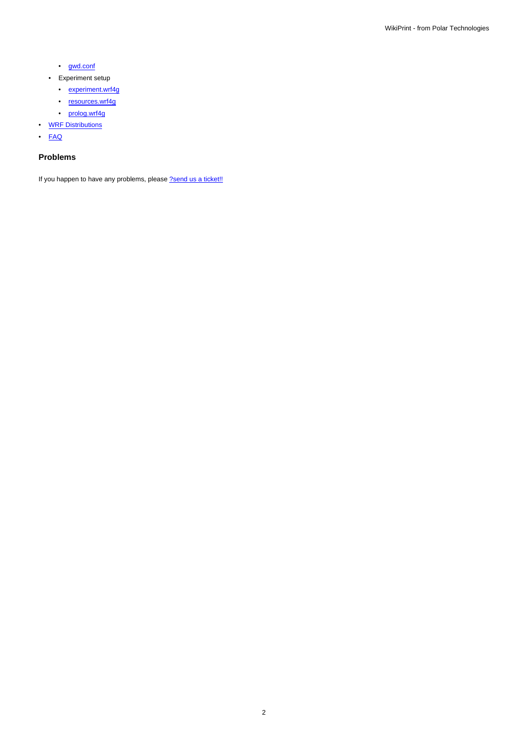- gwd.conf
  - Experiment setup
    - experiment.wrf4g
    - resources.wrf4g
    - prolog.wrf4g
- WRF Distributions
- FAQ

### Problems

If you happen to have any problems, please ?send us a ticket!!